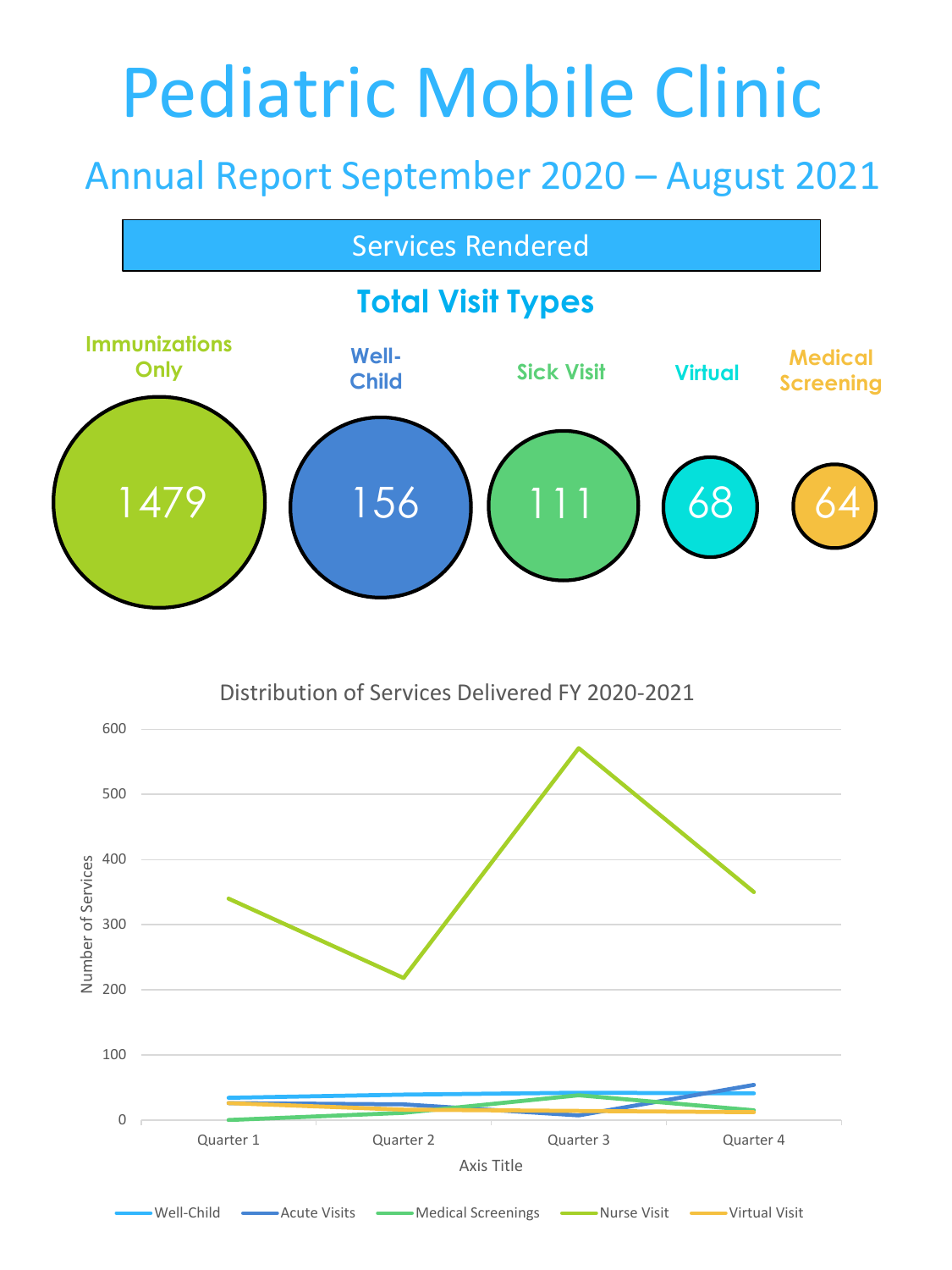# Pediatric Mobile Clinic

## Annual Report September 2020 – August 2021

### Services Rendered

### Total Visit Types

Immunizations Only
1479

Well-Child
156

Sick Visit
111

Virtual
68

Medical Screening
64

Distribution of Services Delivered FY 2020-2021

Number of Services

600
500
400
300
200
100
0

Quarter 1
Quarter 2
Quarter 3
Quarter 4

Axis Title

Well-Child
Acute Visits
Medical Screenings
Nurse Visit
Virtual Visit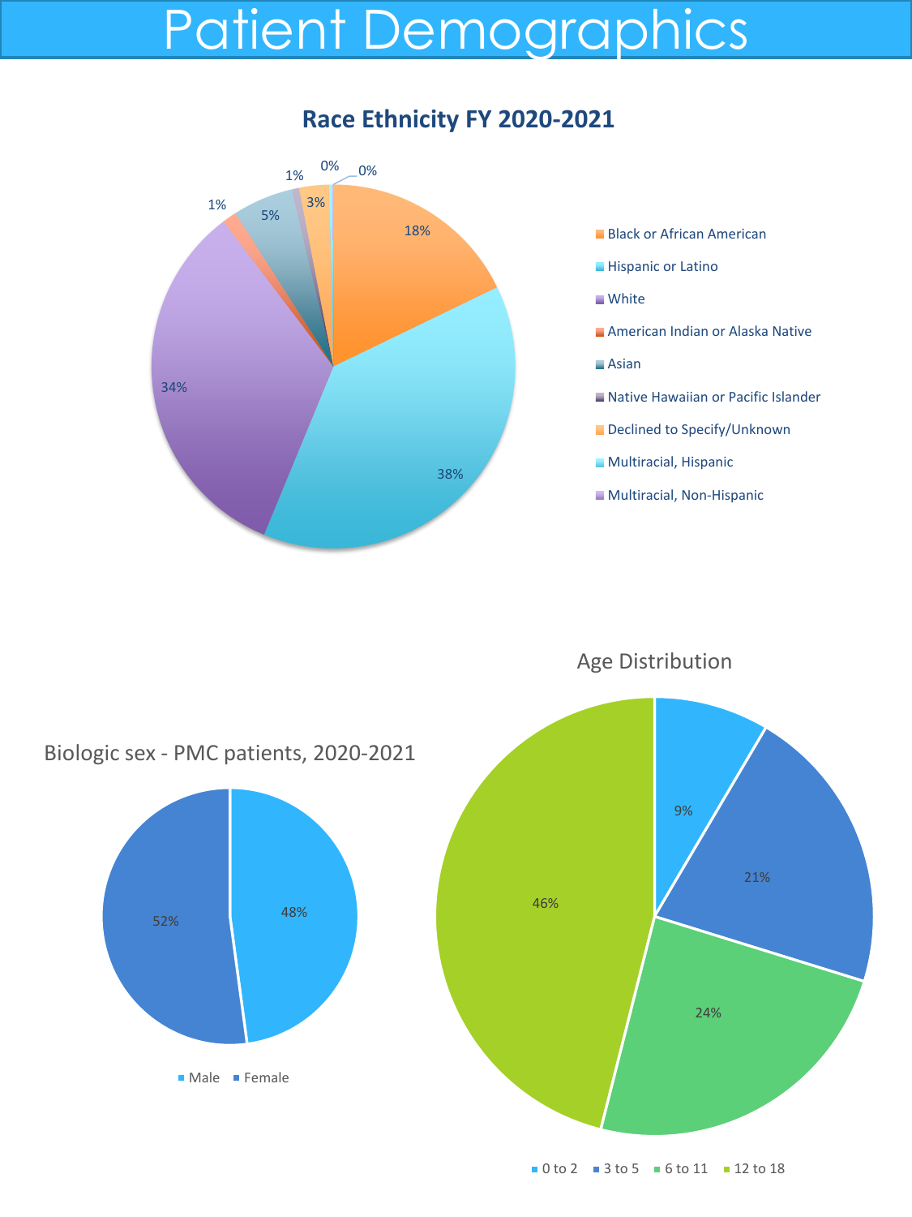# Patient Demographics

## Race Ethnicity FY 2020-2021

18%
38%
34%
1%
5%
1%
3%
0%
0%

Black or African American
Hispanic or Latino
White
American Indian or Alaska Native
Asian
Native Hawaiian or Pacific Islander
Declined to Specify/Unknown
Multiracial, Hispanic
Multiracial, Non-Hispanic

## Biologic sex - PMC patients, 2020-2021

48%
52%

Male
Female

## Age Distribution

9%
21%
24%
46%

0 to 2
3 to 5
6 to 11
12 to 18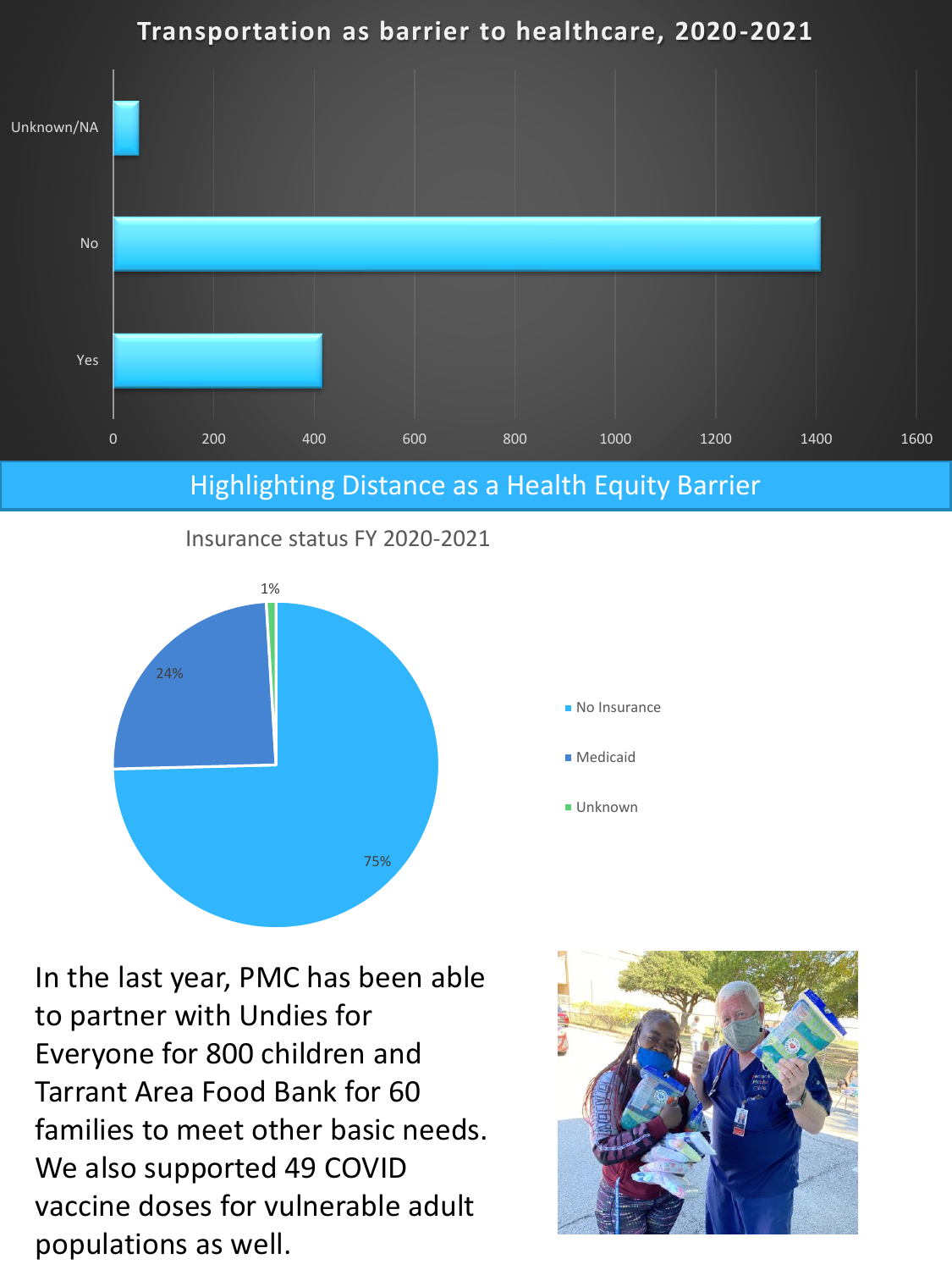Transportation as barrier to healthcare, 2020-2021

Unknown/NA

No

Yes

0 200 400 600 800 1000 1200 1400 1600

## Highlighting Distance as a Health Equity Barrier

Insurance status FY 2020-2021

1%

24%

75%

No Insurance

Medicaid

Unknown

In the last year, PMC has been able to partner with Undies for Everyone for 800 children and Tarrant Area Food Bank for 60 families to meet other basic needs. We also supported 49 COVID vaccine doses for vulnerable adult populations as well.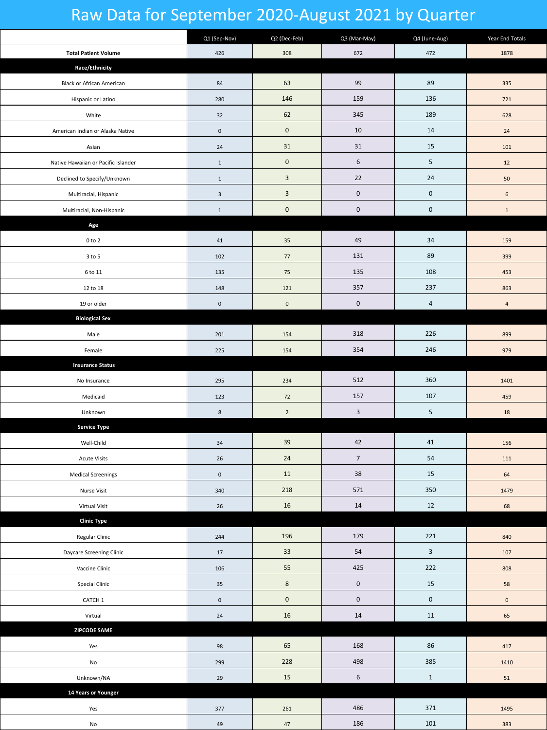# Raw Data for September 2020-August 2021 by Quarter

| | Q1 (Sep-Nov) | Q2 (Dec-Feb) | Q3 (Mar-May) | Q4 (June-Aug) | Year End Totals |
|---|---|---|---|---|---|
| **Total Patient Volume** | 426 | 308 | 672 | 472 | 1878 |
| **Race/Ethnicity** | | | | | |
| Black or African American | 84 | 63 | 99 | 89 | 335 |
| Hispanic or Latino | 280 | 146 | 159 | 136 | 721 |
| White | 32 | 62 | 345 | 189 | 628 |
| American Indian or Alaska Native | 0 | 0 | 10 | 14 | 24 |
| Asian | 24 | 31 | 31 | 15 | 101 |
| Native Hawaiian or Pacific Islander | 1 | 0 | 6 | 5 | 12 |
| Declined to Specify/Unknown | 1 | 3 | 22 | 24 | 50 |
| Multiracial, Hispanic | 3 | 3 | 0 | 0 | 6 |
| Multiracial, Non-Hispanic | 1 | 0 | 0 | 0 | 1 |
| **Age** | | | | | |
| 0 to 2 | 41 | 35 | 49 | 34 | 159 |
| 3 to 5 | 102 | 77 | 131 | 89 | 399 |
| 6 to 11 | 135 | 75 | 135 | 108 | 453 |
| 12 to 18 | 148 | 121 | 357 | 237 | 863 |
| 19 or older | 0 | 0 | 0 | 4 | 4 |
| **Biological Sex** | | | | | |
| Male | 201 | 154 | 318 | 226 | 899 |
| Female | 225 | 154 | 354 | 246 | 979 |
| **Insurance Status** | | | | | |
| No Insurance | 295 | 234 | 512 | 360 | 1401 |
| Medicaid | 123 | 72 | 157 | 107 | 459 |
| Unknown | 8 | 2 | 3 | 5 | 18 |
| **Service Type** | | | | | |
| Well-Child | 34 | 39 | 42 | 41 | 156 |
| Acute Visits | 26 | 24 | 7 | 54 | 111 |
| Medical Screenings | 0 | 11 | 38 | 15 | 64 |
| Nurse Visit | 340 | 218 | 571 | 350 | 1479 |
| Virtual Visit | 26 | 16 | 14 | 12 | 68 |
| **Clinic Type** | | | | | |
| Regular Clinic | 244 | 196 | 179 | 221 | 840 |
| Daycare Screening Clinic | 17 | 33 | 54 | 3 | 107 |
| Vaccine Clinic | 106 | 55 | 425 | 222 | 808 |
| Special Clinic | 35 | 8 | 0 | 15 | 58 |
| CATCH 1 | 0 | 0 | 0 | 0 | 0 |
| Virtual | 24 | 16 | 14 | 11 | 65 |
| **ZIPCODE SAME** | | | | | |
| Yes | 98 | 65 | 168 | 86 | 417 |
| No | 299 | 228 | 498 | 385 | 1410 |
| Unknown/NA | 29 | 15 | 6 | 1 | 51 |
| **14 Years or Younger** | | | | | |
| Yes | 377 | 261 | 486 | 371 | 1495 |
| No | 49 | 47 | 186 | 101 | 383 |